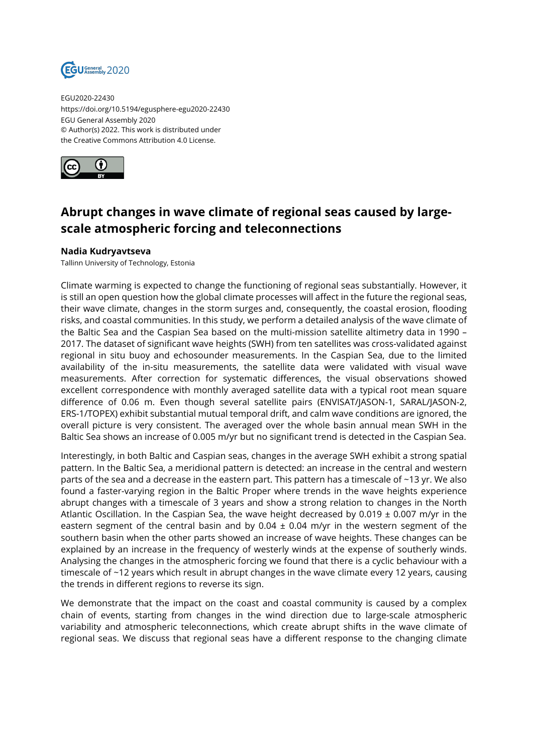EGU2020-22430
https://doi.org/10.5194/egusphere-egu2020-22430
EGU General Assembly 2020
© Author(s) 2022. This work is distributed under
the Creative Commons Attribution 4.0 License.

# Abrupt changes in wave climate of regional seas caused by large-scale atmospheric forcing and teleconnections

**Nadia Kudryavtseva**
Tallinn University of Technology, Estonia

Climate warming is expected to change the functioning of regional seas substantially. However, it is still an open question how the global climate processes will affect in the future the regional seas, their wave climate, changes in the storm surges and, consequently, the coastal erosion, flooding risks, and coastal communities. In this study, we perform a detailed analysis of the wave climate of the Baltic Sea and the Caspian Sea based on the multi-mission satellite altimetry data in 1990 – 2017. The dataset of significant wave heights (SWH) from ten satellites was cross-validated against regional in situ buoy and echosounder measurements. In the Caspian Sea, due to the limited availability of the in-situ measurements, the satellite data were validated with visual wave measurements. After correction for systematic differences, the visual observations showed excellent correspondence with monthly averaged satellite data with a typical root mean square difference of 0.06 m. Even though several satellite pairs (ENVISAT/JASON-1, SARAL/JASON-2, ERS-1/TOPEX) exhibit substantial mutual temporal drift, and calm wave conditions are ignored, the overall picture is very consistent. The averaged over the whole basin annual mean SWH in the Baltic Sea shows an increase of 0.005 m/yr but no significant trend is detected in the Caspian Sea.

Interestingly, in both Baltic and Caspian seas, changes in the average SWH exhibit a strong spatial pattern. In the Baltic Sea, a meridional pattern is detected: an increase in the central and western parts of the sea and a decrease in the eastern part. This pattern has a timescale of ~13 yr. We also found a faster-varying region in the Baltic Proper where trends in the wave heights experience abrupt changes with a timescale of 3 years and show a strong relation to changes in the North Atlantic Oscillation. In the Caspian Sea, the wave height decreased by 0.019 ± 0.007 m/yr in the eastern segment of the central basin and by 0.04 ± 0.04 m/yr in the western segment of the southern basin when the other parts showed an increase of wave heights. These changes can be explained by an increase in the frequency of westerly winds at the expense of southerly winds. Analysing the changes in the atmospheric forcing we found that there is a cyclic behaviour with a timescale of ~12 years which result in abrupt changes in the wave climate every 12 years, causing the trends in different regions to reverse its sign.

We demonstrate that the impact on the coast and coastal community is caused by a complex chain of events, starting from changes in the wind direction due to large-scale atmospheric variability and atmospheric teleconnections, which create abrupt shifts in the wave climate of regional seas. We discuss that regional seas have a different response to the changing climate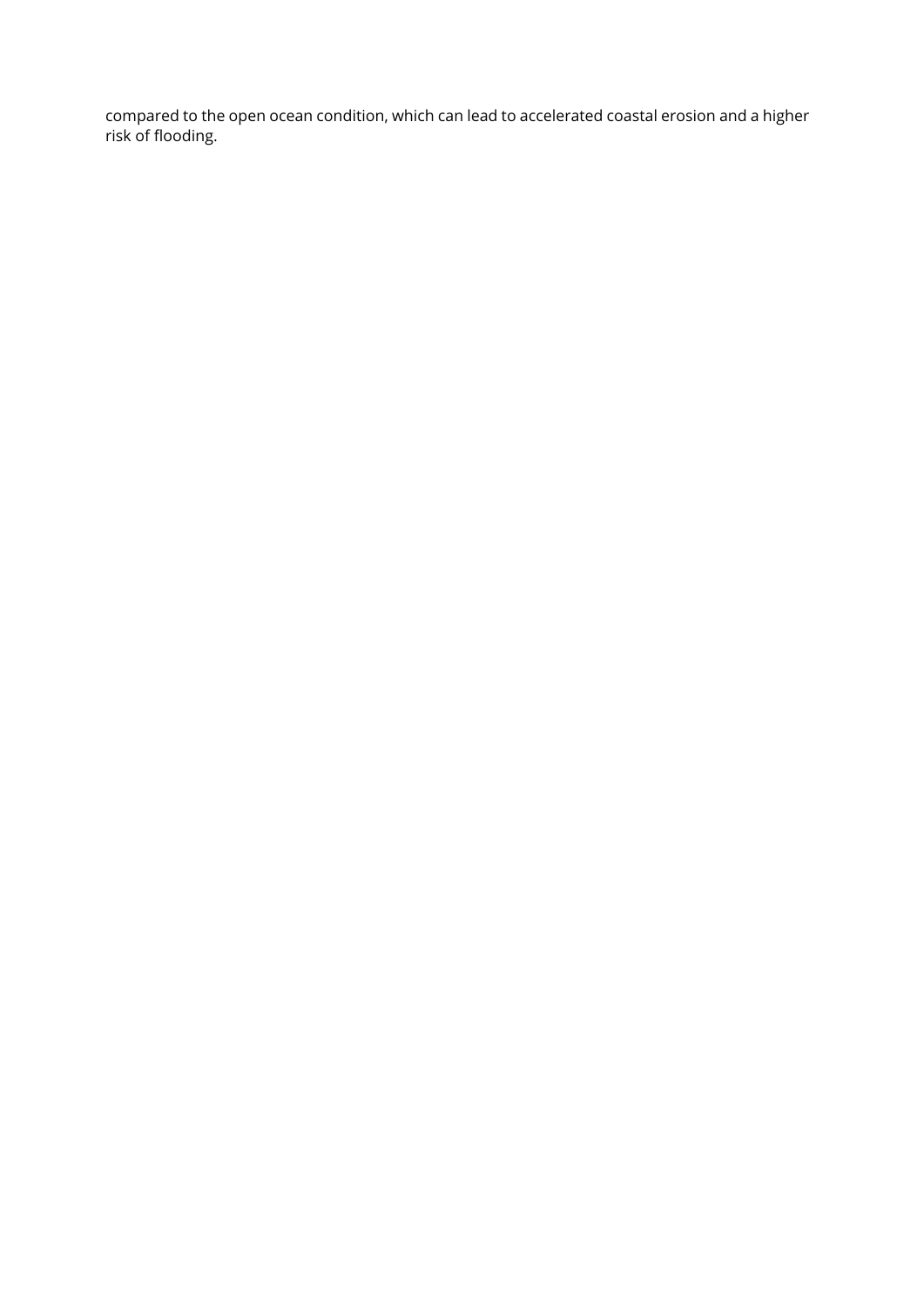compared to the open ocean condition, which can lead to accelerated coastal erosion and a higher risk of flooding.